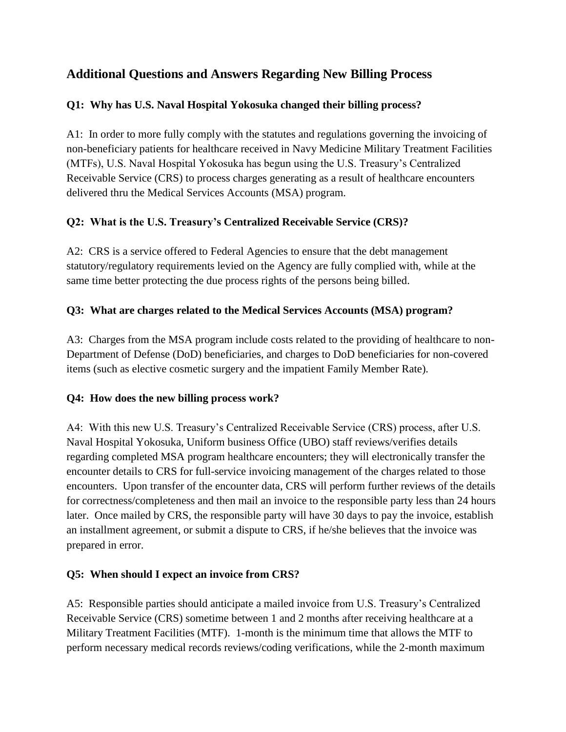## Additional Questions and Answers Regarding New Billing Process

**Q1: Why has U.S. Naval Hospital Yokosuka changed their billing process?**

A1: In order to more fully comply with the statutes and regulations governing the invoicing of non-beneficiary patients for healthcare received in Navy Medicine Military Treatment Facilities (MTFs), U.S. Naval Hospital Yokosuka has begun using the U.S. Treasury's Centralized Receivable Service (CRS) to process charges generating as a result of healthcare encounters delivered thru the Medical Services Accounts (MSA) program.

**Q2: What is the U.S. Treasury's Centralized Receivable Service (CRS)?**

A2: CRS is a service offered to Federal Agencies to ensure that the debt management statutory/regulatory requirements levied on the Agency are fully complied with, while at the same time better protecting the due process rights of the persons being billed.

**Q3: What are charges related to the Medical Services Accounts (MSA) program?**

A3: Charges from the MSA program include costs related to the providing of healthcare to non-Department of Defense (DoD) beneficiaries, and charges to DoD beneficiaries for non-covered items (such as elective cosmetic surgery and the impatient Family Member Rate).

**Q4: How does the new billing process work?**

A4: With this new U.S. Treasury's Centralized Receivable Service (CRS) process, after U.S. Naval Hospital Yokosuka, Uniform business Office (UBO) staff reviews/verifies details regarding completed MSA program healthcare encounters; they will electronically transfer the encounter details to CRS for full-service invoicing management of the charges related to those encounters. Upon transfer of the encounter data, CRS will perform further reviews of the details for correctness/completeness and then mail an invoice to the responsible party less than 24 hours later. Once mailed by CRS, the responsible party will have 30 days to pay the invoice, establish an installment agreement, or submit a dispute to CRS, if he/she believes that the invoice was prepared in error.

**Q5: When should I expect an invoice from CRS?**

A5: Responsible parties should anticipate a mailed invoice from U.S. Treasury's Centralized Receivable Service (CRS) sometime between 1 and 2 months after receiving healthcare at a Military Treatment Facilities (MTF). 1-month is the minimum time that allows the MTF to perform necessary medical records reviews/coding verifications, while the 2-month maximum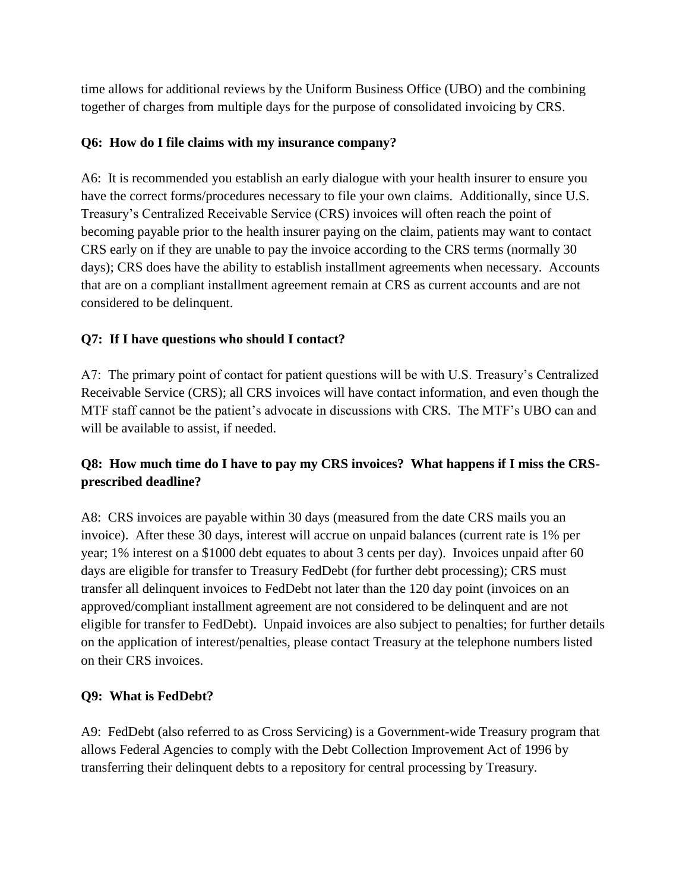time allows for additional reviews by the Uniform Business Office (UBO) and the combining together of charges from multiple days for the purpose of consolidated invoicing by CRS.

**Q6: How do I file claims with my insurance company?**

A6: It is recommended you establish an early dialogue with your health insurer to ensure you have the correct forms/procedures necessary to file your own claims. Additionally, since U.S. Treasury's Centralized Receivable Service (CRS) invoices will often reach the point of becoming payable prior to the health insurer paying on the claim, patients may want to contact CRS early on if they are unable to pay the invoice according to the CRS terms (normally 30 days); CRS does have the ability to establish installment agreements when necessary. Accounts that are on a compliant installment agreement remain at CRS as current accounts and are not considered to be delinquent.

**Q7: If I have questions who should I contact?**

A7: The primary point of contact for patient questions will be with U.S. Treasury's Centralized Receivable Service (CRS); all CRS invoices will have contact information, and even though the MTF staff cannot be the patient's advocate in discussions with CRS. The MTF's UBO can and will be available to assist, if needed.

**Q8: How much time do I have to pay my CRS invoices? What happens if I miss the CRS-prescribed deadline?**

A8: CRS invoices are payable within 30 days (measured from the date CRS mails you an invoice). After these 30 days, interest will accrue on unpaid balances (current rate is 1% per year; 1% interest on a $1000 debt equates to about 3 cents per day). Invoices unpaid after 60 days are eligible for transfer to Treasury FedDebt (for further debt processing); CRS must transfer all delinquent invoices to FedDebt not later than the 120 day point (invoices on an approved/compliant installment agreement are not considered to be delinquent and are not eligible for transfer to FedDebt). Unpaid invoices are also subject to penalties; for further details on the application of interest/penalties, please contact Treasury at the telephone numbers listed on their CRS invoices.

**Q9: What is FedDebt?**

A9: FedDebt (also referred to as Cross Servicing) is a Government-wide Treasury program that allows Federal Agencies to comply with the Debt Collection Improvement Act of 1996 by transferring their delinquent debts to a repository for central processing by Treasury.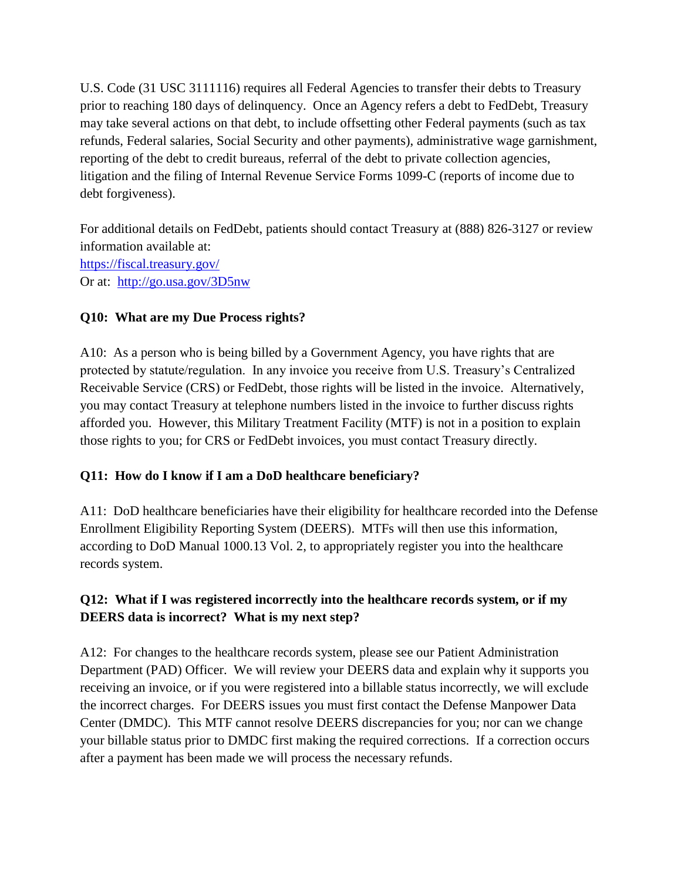U.S. Code (31 USC 3111116) requires all Federal Agencies to transfer their debts to Treasury prior to reaching 180 days of delinquency. Once an Agency refers a debt to FedDebt, Treasury may take several actions on that debt, to include offsetting other Federal payments (such as tax refunds, Federal salaries, Social Security and other payments), administrative wage garnishment, reporting of the debt to credit bureaus, referral of the debt to private collection agencies, litigation and the filing of Internal Revenue Service Forms 1099-C (reports of income due to debt forgiveness).

For additional details on FedDebt, patients should contact Treasury at (888) 826-3127 or review information available at:
[https://fiscal.treasury.gov/](https://fiscal.treasury.gov/)
Or at: [http://go.usa.gov/3D5nw](http://go.usa.gov/3D5nw)

**Q10: What are my Due Process rights?**

A10: As a person who is being billed by a Government Agency, you have rights that are protected by statute/regulation. In any invoice you receive from U.S. Treasury's Centralized Receivable Service (CRS) or FedDebt, those rights will be listed in the invoice. Alternatively, you may contact Treasury at telephone numbers listed in the invoice to further discuss rights afforded you. However, this Military Treatment Facility (MTF) is not in a position to explain those rights to you; for CRS or FedDebt invoices, you must contact Treasury directly.

**Q11: How do I know if I am a DoD healthcare beneficiary?**

A11: DoD healthcare beneficiaries have their eligibility for healthcare recorded into the Defense Enrollment Eligibility Reporting System (DEERS). MTFs will then use this information, according to DoD Manual 1000.13 Vol. 2, to appropriately register you into the healthcare records system.

**Q12: What if I was registered incorrectly into the healthcare records system, or if my DEERS data is incorrect? What is my next step?**

A12: For changes to the healthcare records system, please see our Patient Administration Department (PAD) Officer. We will review your DEERS data and explain why it supports you receiving an invoice, or if you were registered into a billable status incorrectly, we will exclude the incorrect charges. For DEERS issues you must first contact the Defense Manpower Data Center (DMDC). This MTF cannot resolve DEERS discrepancies for you; nor can we change your billable status prior to DMDC first making the required corrections. If a correction occurs after a payment has been made we will process the necessary refunds.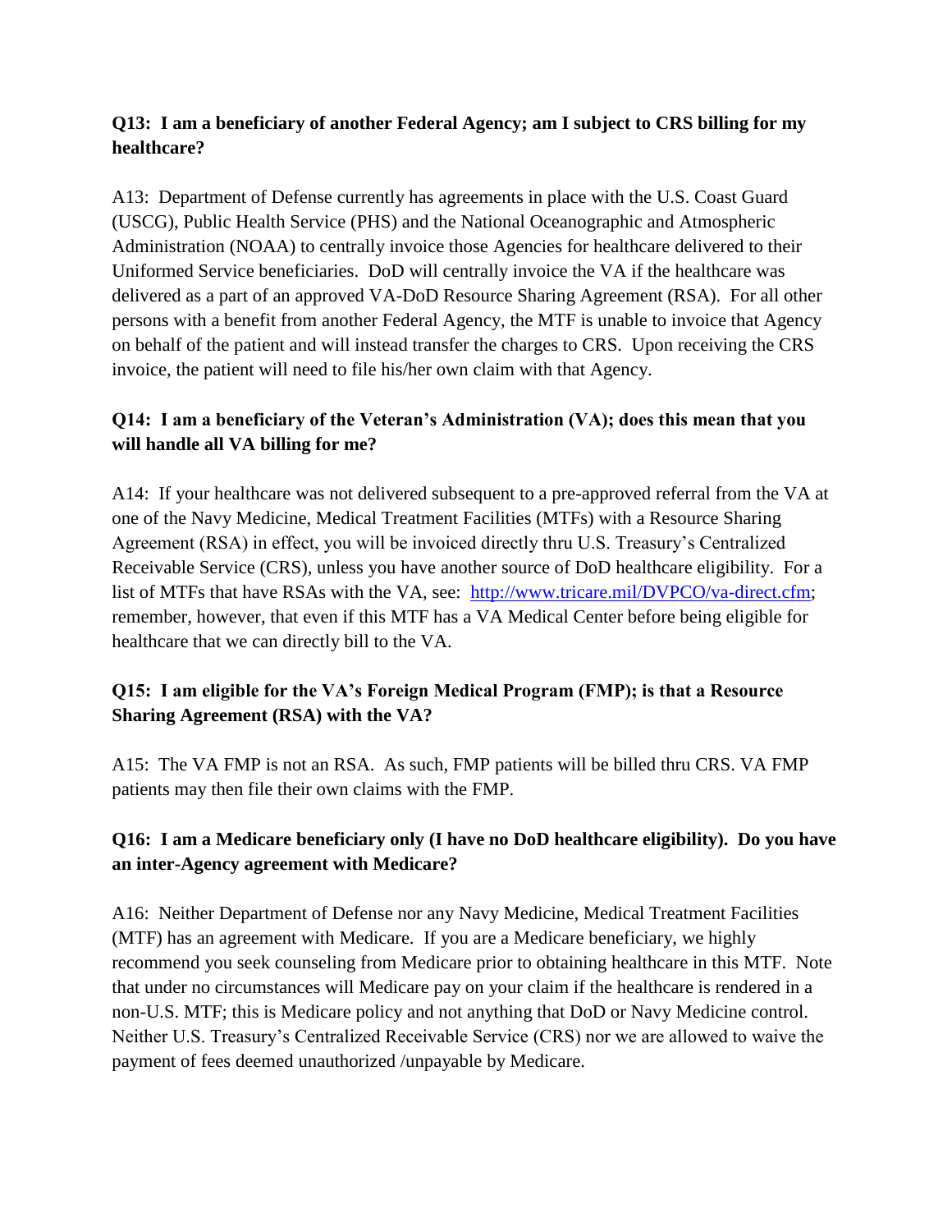**Q13: I am a beneficiary of another Federal Agency; am I subject to CRS billing for my healthcare?**

A13: Department of Defense currently has agreements in place with the U.S. Coast Guard (USCG), Public Health Service (PHS) and the National Oceanographic and Atmospheric Administration (NOAA) to centrally invoice those Agencies for healthcare delivered to their Uniformed Service beneficiaries. DoD will centrally invoice the VA if the healthcare was delivered as a part of an approved VA-DoD Resource Sharing Agreement (RSA). For all other persons with a benefit from another Federal Agency, the MTF is unable to invoice that Agency on behalf of the patient and will instead transfer the charges to CRS. Upon receiving the CRS invoice, the patient will need to file his/her own claim with that Agency.

**Q14: I am a beneficiary of the Veteran's Administration (VA); does this mean that you will handle all VA billing for me?**

A14: If your healthcare was not delivered subsequent to a pre-approved referral from the VA at one of the Navy Medicine, Medical Treatment Facilities (MTFs) with a Resource Sharing Agreement (RSA) in effect, you will be invoiced directly thru U.S. Treasury's Centralized Receivable Service (CRS), unless you have another source of DoD healthcare eligibility. For a list of MTFs that have RSAs with the VA, see: [http://www.tricare.mil/DVPCO/va-direct.cfm](http://www.tricare.mil/DVPCO/va-direct.cfm); remember, however, that even if this MTF has a VA Medical Center before being eligible for healthcare that we can directly bill to the VA.

**Q15: I am eligible for the VA's Foreign Medical Program (FMP); is that a Resource Sharing Agreement (RSA) with the VA?**

A15: The VA FMP is not an RSA. As such, FMP patients will be billed thru CRS. VA FMP patients may then file their own claims with the FMP.

**Q16: I am a Medicare beneficiary only (I have no DoD healthcare eligibility). Do you have an inter-Agency agreement with Medicare?**

A16: Neither Department of Defense nor any Navy Medicine, Medical Treatment Facilities (MTF) has an agreement with Medicare. If you are a Medicare beneficiary, we highly recommend you seek counseling from Medicare prior to obtaining healthcare in this MTF. Note that under no circumstances will Medicare pay on your claim if the healthcare is rendered in a non-U.S. MTF; this is Medicare policy and not anything that DoD or Navy Medicine control. Neither U.S. Treasury's Centralized Receivable Service (CRS) nor we are allowed to waive the payment of fees deemed unauthorized /unpayable by Medicare.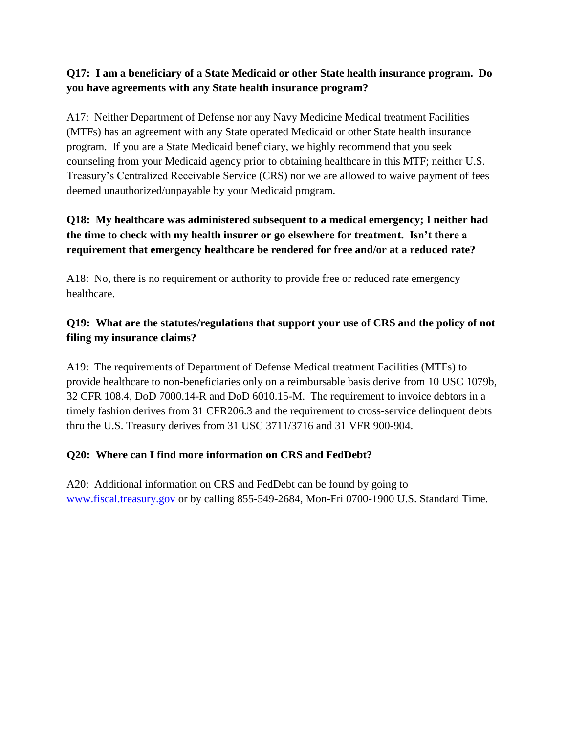**Q17: I am a beneficiary of a State Medicaid or other State health insurance program. Do you have agreements with any State health insurance program?**

A17: Neither Department of Defense nor any Navy Medicine Medical treatment Facilities (MTFs) has an agreement with any State operated Medicaid or other State health insurance program. If you are a State Medicaid beneficiary, we highly recommend that you seek counseling from your Medicaid agency prior to obtaining healthcare in this MTF; neither U.S. Treasury's Centralized Receivable Service (CRS) nor we are allowed to waive payment of fees deemed unauthorized/unpayable by your Medicaid program.

**Q18: My healthcare was administered subsequent to a medical emergency; I neither had the time to check with my health insurer or go elsewhere for treatment. Isn't there a requirement that emergency healthcare be rendered for free and/or at a reduced rate?**

A18: No, there is no requirement or authority to provide free or reduced rate emergency healthcare.

**Q19: What are the statutes/regulations that support your use of CRS and the policy of not filing my insurance claims?**

A19: The requirements of Department of Defense Medical treatment Facilities (MTFs) to provide healthcare to non-beneficiaries only on a reimbursable basis derive from 10 USC 1079b, 32 CFR 108.4, DoD 7000.14-R and DoD 6010.15-M. The requirement to invoice debtors in a timely fashion derives from 31 CFR206.3 and the requirement to cross-service delinquent debts thru the U.S. Treasury derives from 31 USC 3711/3716 and 31 VFR 900-904.

**Q20: Where can I find more information on CRS and FedDebt?**

A20: Additional information on CRS and FedDebt can be found by going to [www.fiscal.treasury.gov](http://www.fiscal.treasury.gov) or by calling 855-549-2684, Mon-Fri 0700-1900 U.S. Standard Time.